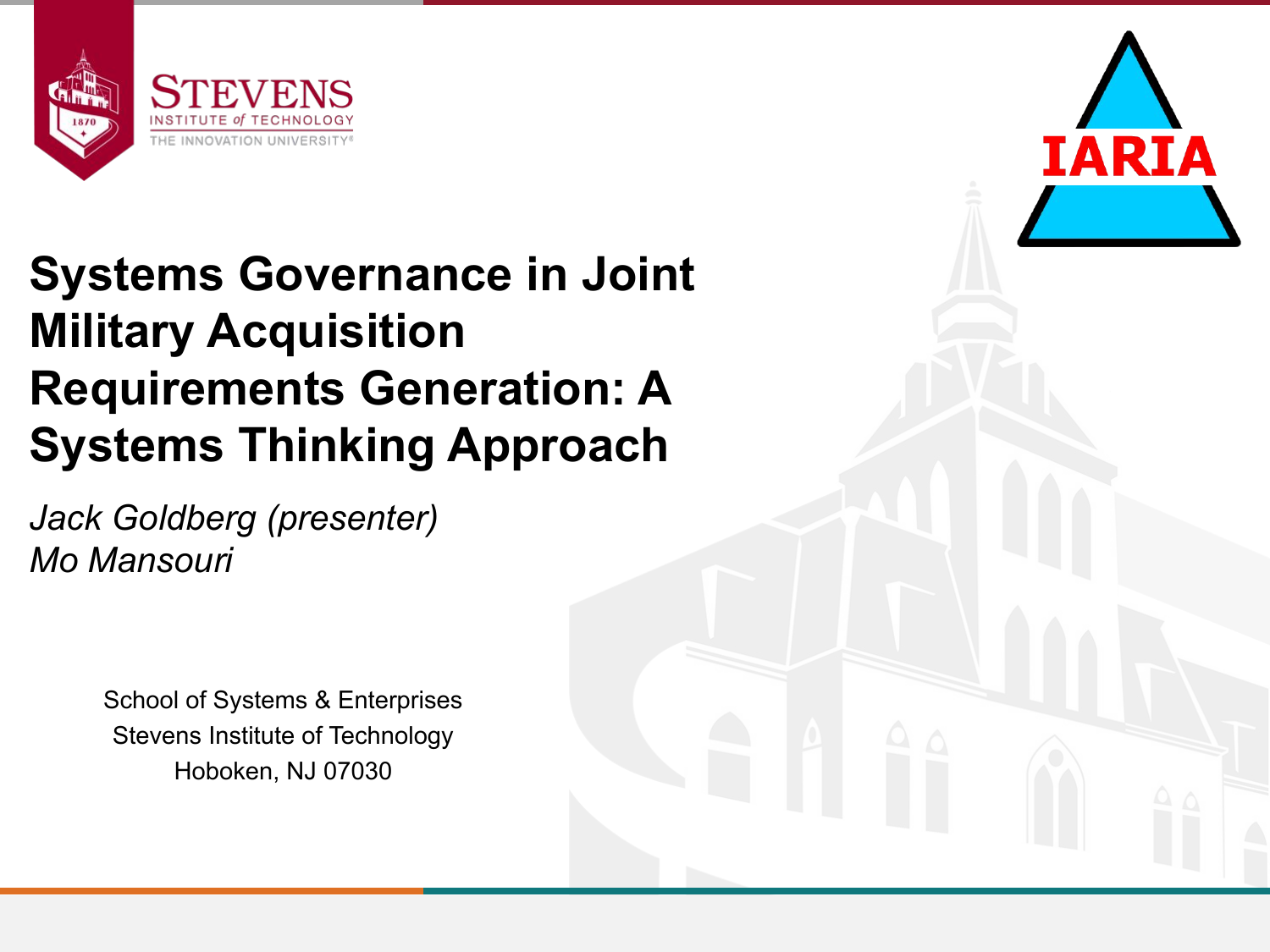# Systems Governance in Joint Military Acquisition Requirements Generation: A Systems Thinking Approach

*Jack Goldberg (presenter)*
*Mo Mansouri*

School of Systems & Enterprises
Stevens Institute of Technology
Hoboken, NJ 07030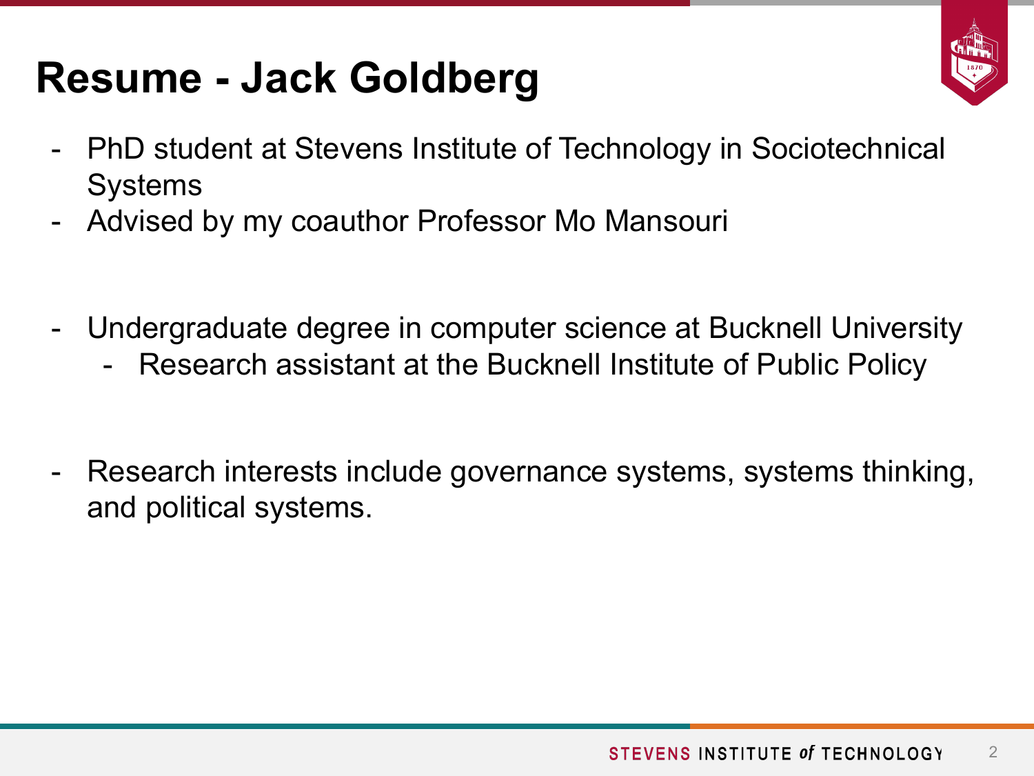# Resume - Jack Goldberg

- PhD student at Stevens Institute of Technology in Sociotechnical Systems
- Advised by my coauthor Professor Mo Mansouri

- Undergraduate degree in computer science at Bucknell University
  - Research assistant at the Bucknell Institute of Public Policy

- Research interests include governance systems, systems thinking, and political systems.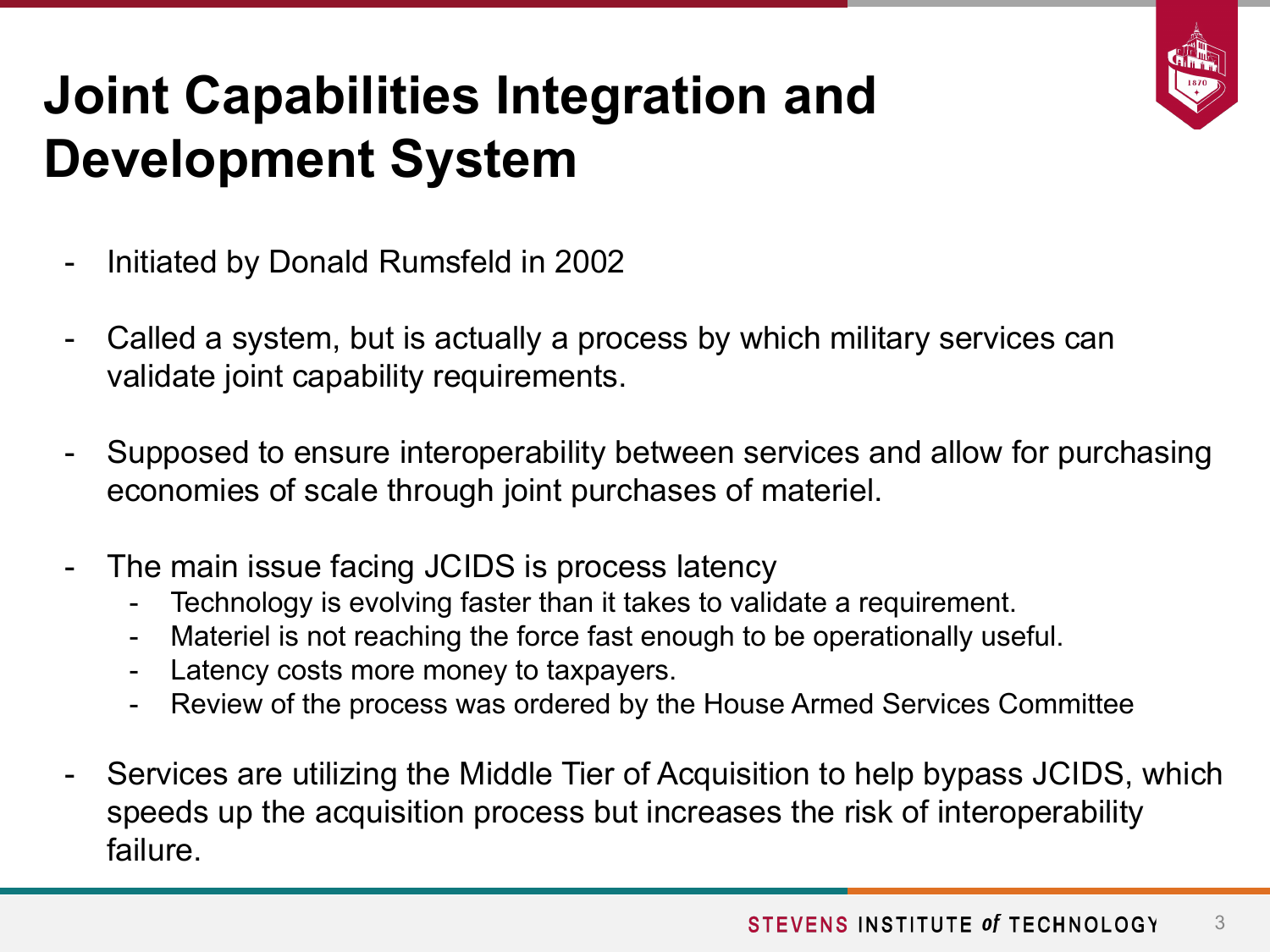# Joint Capabilities Integration and Development System

- Initiated by Donald Rumsfeld in 2002
- Called a system, but is actually a process by which military services can validate joint capability requirements.
- Supposed to ensure interoperability between services and allow for purchasing economies of scale through joint purchases of materiel.
- The main issue facing JCIDS is process latency
  - Technology is evolving faster than it takes to validate a requirement.
  - Materiel is not reaching the force fast enough to be operationally useful.
  - Latency costs more money to taxpayers.
  - Review of the process was ordered by the House Armed Services Committee
- Services are utilizing the Middle Tier of Acquisition to help bypass JCIDS, which speeds up the acquisition process but increases the risk of interoperability failure.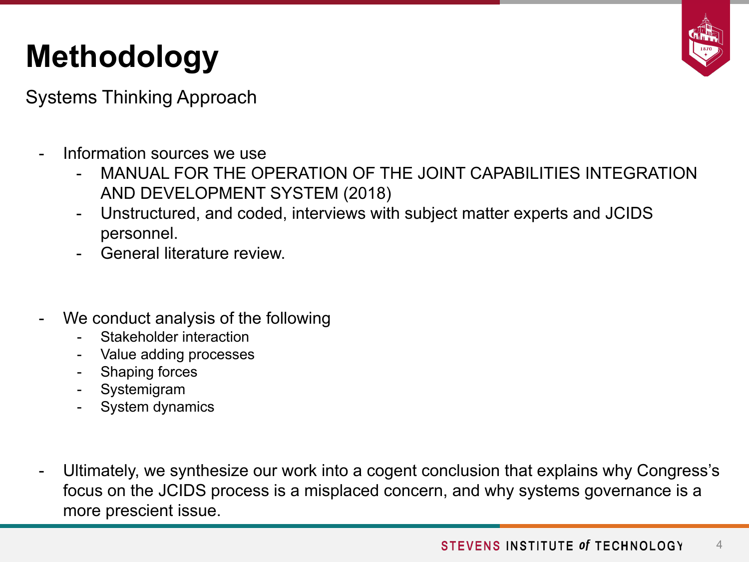# Methodology

Systems Thinking Approach

- Information sources we use
  - MANUAL FOR THE OPERATION OF THE JOINT CAPABILITIES INTEGRATION AND DEVELOPMENT SYSTEM (2018)
  - Unstructured, and coded, interviews with subject matter experts and JCIDS personnel.
  - General literature review.

- We conduct analysis of the following
  - Stakeholder interaction
  - Value adding processes
  - Shaping forces
  - Systemigram
  - System dynamics

- Ultimately, we synthesize our work into a cogent conclusion that explains why Congress's focus on the JCIDS process is a misplaced concern, and why systems governance is a more prescient issue.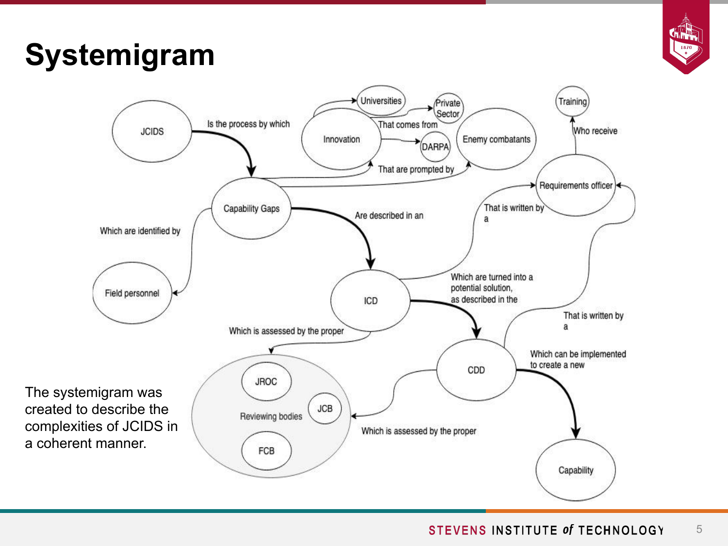# Systemigram

JCIDS — Is the process by which → Capability Gaps

Capability Gaps — That are prompted by → Innovation; Enemy combatants

Innovation — That comes from → Universities; Private Sector; DARPA

Capability Gaps — Which are identified by → Field personnel

Capability Gaps — Are described in an → ICD

ICD — That is written by a → Requirements officer

Requirements officer — Who receive → Training

ICD — Which is assessed by the proper → Reviewing bodies (JROC, JCB, FCB)

ICD — Which are turned into a potential solution, as described in the → CDD

CDD — That is written by a → Requirements officer

CDD — Which is assessed by the proper → Reviewing bodies

CDD — Which can be implemented to create a new → Capability

The systemigram was created to describe the complexities of JCIDS in a coherent manner.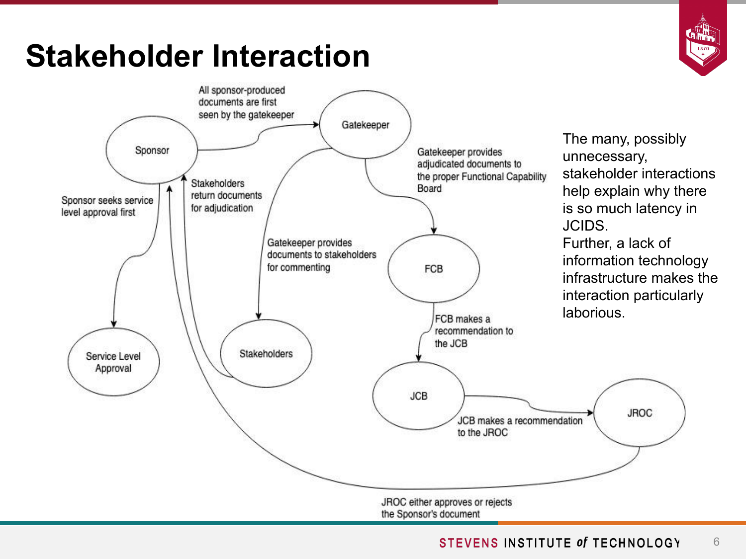# Stakeholder Interaction

Sponsor

All sponsor-produced documents are first seen by the gatekeeper

Gatekeeper

Gatekeeper provides adjudicated documents to the proper Functional Capability Board

Sponsor seeks service level approval first

Stakeholders return documents for adjudication

Gatekeeper provides documents to stakeholders for commenting

FCB

FCB makes a recommendation to the JCB

Service Level Approval

Stakeholders

JCB

JCB makes a recommendation to the JROC

JROC

JROC either approves or rejects the Sponsor's document

The many, possibly unnecessary, stakeholder interactions help explain why there is so much latency in JCIDS.

Further, a lack of information technology infrastructure makes the interaction particularly laborious.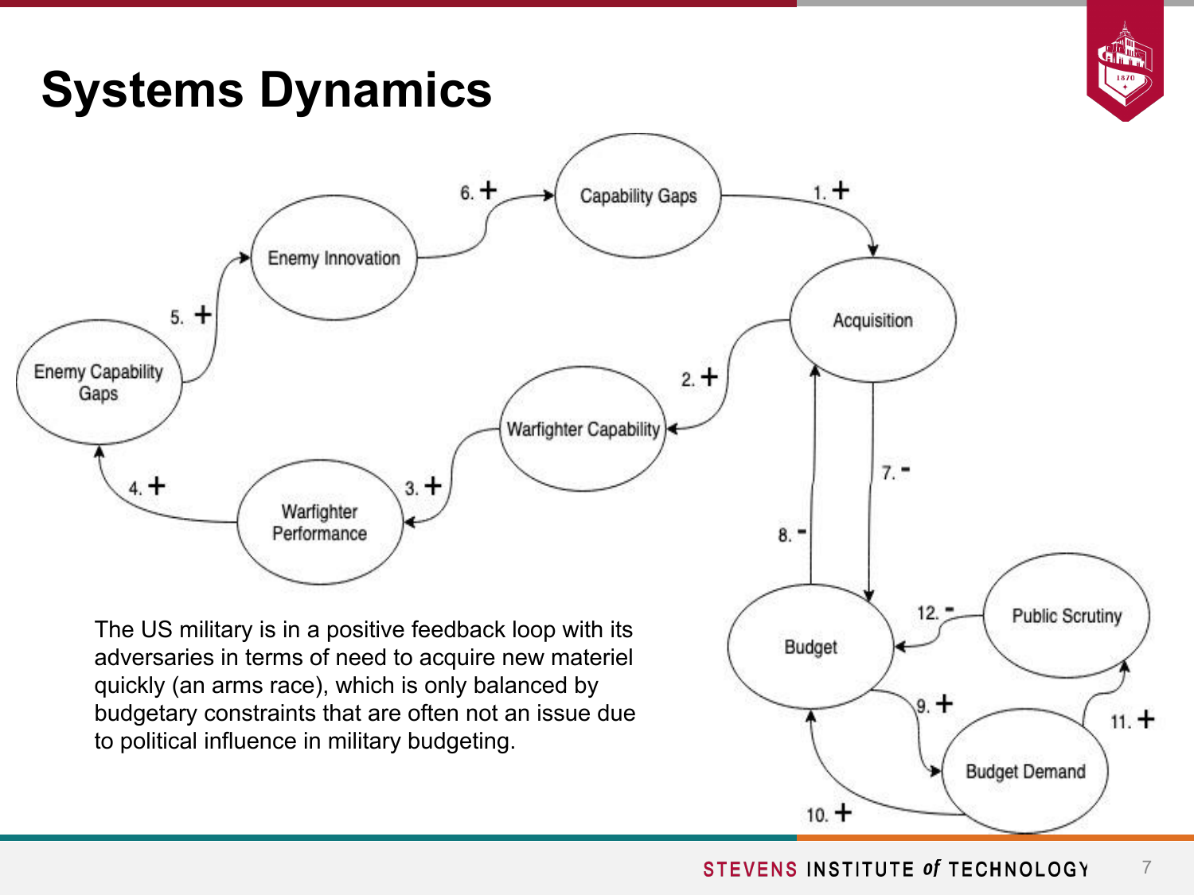# Systems Dynamics

Capability Gaps — 1. + → Acquisition

Acquisition — 2. + → Warfighter Capability

Warfighter Capability — 3. + → Warfighter Performance

Warfighter Performance — 4. + → Enemy Capability Gaps

Enemy Capability Gaps — 5. + → Enemy Innovation

Enemy Innovation — 6. + → Capability Gaps

Acquisition — 7. - → Budget

Budget — 8. - → Acquisition

Budget — 9. + → Budget Demand

Budget Demand — 10. + → Budget

Budget Demand — 11. + → Public Scrutiny

Public Scrutiny — 12. - → Budget

The US military is in a positive feedback loop with its adversaries in terms of need to acquire new materiel quickly (an arms race), which is only balanced by budgetary constraints that are often not an issue due to political influence in military budgeting.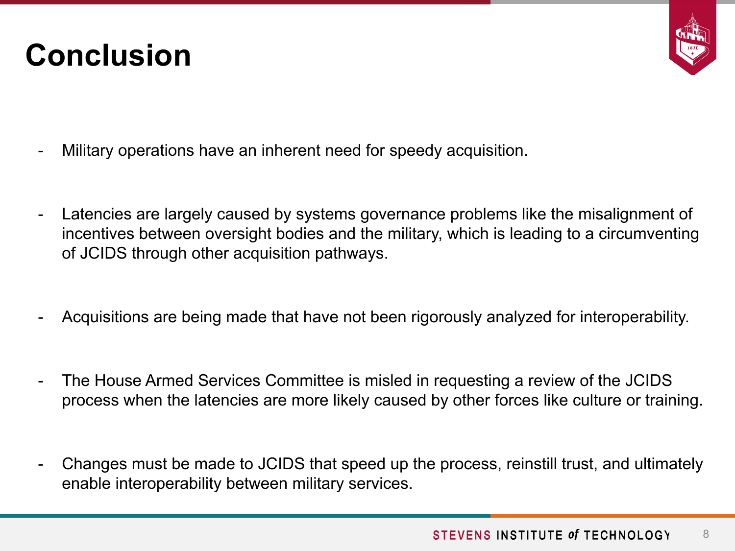# Conclusion

- Military operations have an inherent need for speedy acquisition.

- Latencies are largely caused by systems governance problems like the misalignment of incentives between oversight bodies and the military, which is leading to a circumventing of JCIDS through other acquisition pathways.

- Acquisitions are being made that have not been rigorously analyzed for interoperability.

- The House Armed Services Committee is misled in requesting a review of the JCIDS process when the latencies are more likely caused by other forces like culture or training.

- Changes must be made to JCIDS that speed up the process, reinstill trust, and ultimately enable interoperability between military services.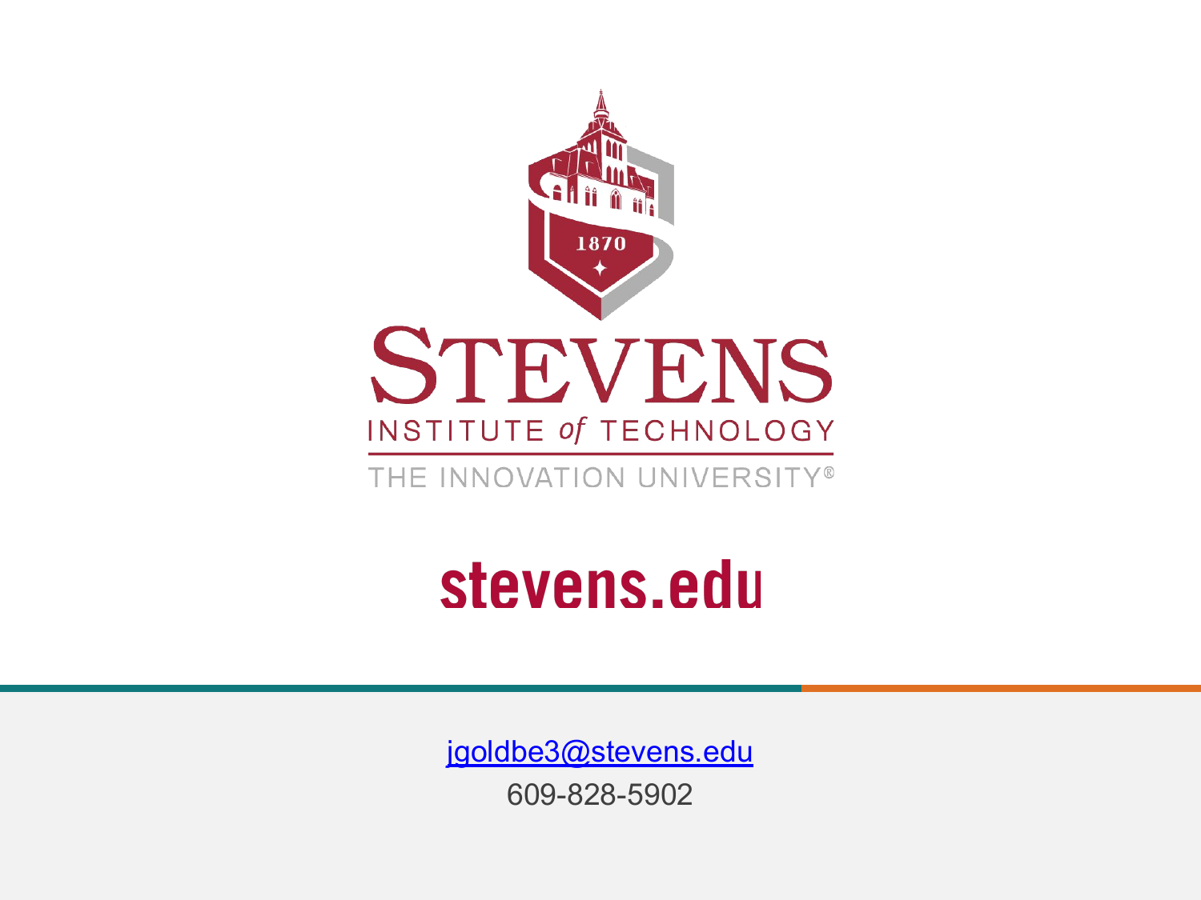1870

STEVENS

INSTITUTE *of* TECHNOLOGY

THE INNOVATION UNIVERSITY®

**stevens.edu**

jgoldbe3@stevens.edu

609-828-5902